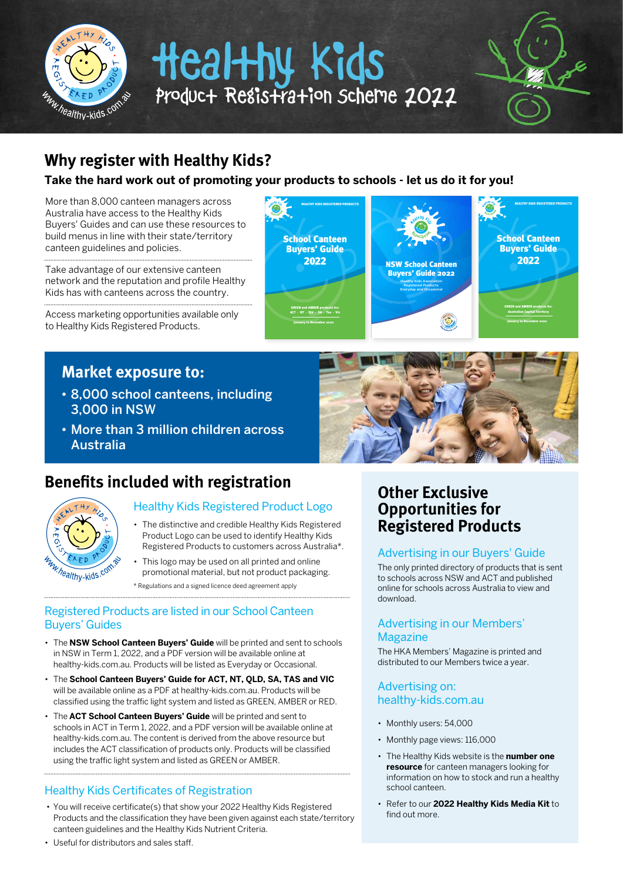# Healthy Kids

Product Registration Scheme 2022

## Why register with Healthy Kids?

**Take the hard work out of promoting your products to schools - let us do it for you!**

More than 8,000 canteen managers across Australia have access to the Healthy Kids Buyers' Guides and can use these resources to build menus in line with their state/territory canteen guidelines and policies.

Take advantage of our extensive canteen network and the reputation and profile Healthy Kids has with canteens across the country.

Access marketing opportunities available only to Healthy Kids Registered Products.

## Market exposure to:

- 8,000 school canteens, including 3,000 in NSW
- More than 3 million children across Australia

## Benefits included with registration

### Healthy Kids Registered Product Logo

- The distinctive and credible Healthy Kids Registered Product Logo can be used to identify Healthy Kids Registered Products to customers across Australia*.
- This logo may be used on all printed and online promotional material, but not product packaging.

\* Regulations and a signed licence deed agreement apply

### Registered Products are listed in our School Canteen Buyers' Guides

- The **NSW School Canteen Buyers' Guide** will be printed and sent to schools in NSW in Term 1, 2022, and a PDF version will be available online at healthy-kids.com.au. Products will be listed as Everyday or Occasional.
- The **School Canteen Buyers' Guide for ACT, NT, QLD, SA, TAS and VIC** will be available online as a PDF at healthy-kids.com.au. Products will be classified using the traffic light system and listed as GREEN, AMBER or RED.
- The **ACT School Canteen Buyers' Guide** will be printed and sent to schools in ACT in Term 1, 2022, and a PDF version will be available online at healthy-kids.com.au. The content is derived from the above resource but includes the ACT classification of products only. Products will be classified using the traffic light system and listed as GREEN or AMBER.

### Healthy Kids Certificates of Registration

- You will receive certificate(s) that show your 2022 Healthy Kids Registered Products and the classification they have been given against each state/territory canteen guidelines and the Healthy Kids Nutrient Criteria.
- Useful for distributors and sales staff.

## Other Exclusive Opportunities for Registered Products

### Advertising in our Buyers' Guide

The only printed directory of products that is sent to schools across NSW and ACT and published online for schools across Australia to view and download.

### Advertising in our Members' Magazine

The HKA Members' Magazine is printed and distributed to our Members twice a year.

### Advertising on: healthy-kids.com.au

- Monthly users: 54,000
- Monthly page views: 116,000
- The Healthy Kids website is the **number one resource** for canteen managers looking for information on how to stock and run a healthy school canteen.
- Refer to our **2022 Healthy Kids Media Kit** to find out more.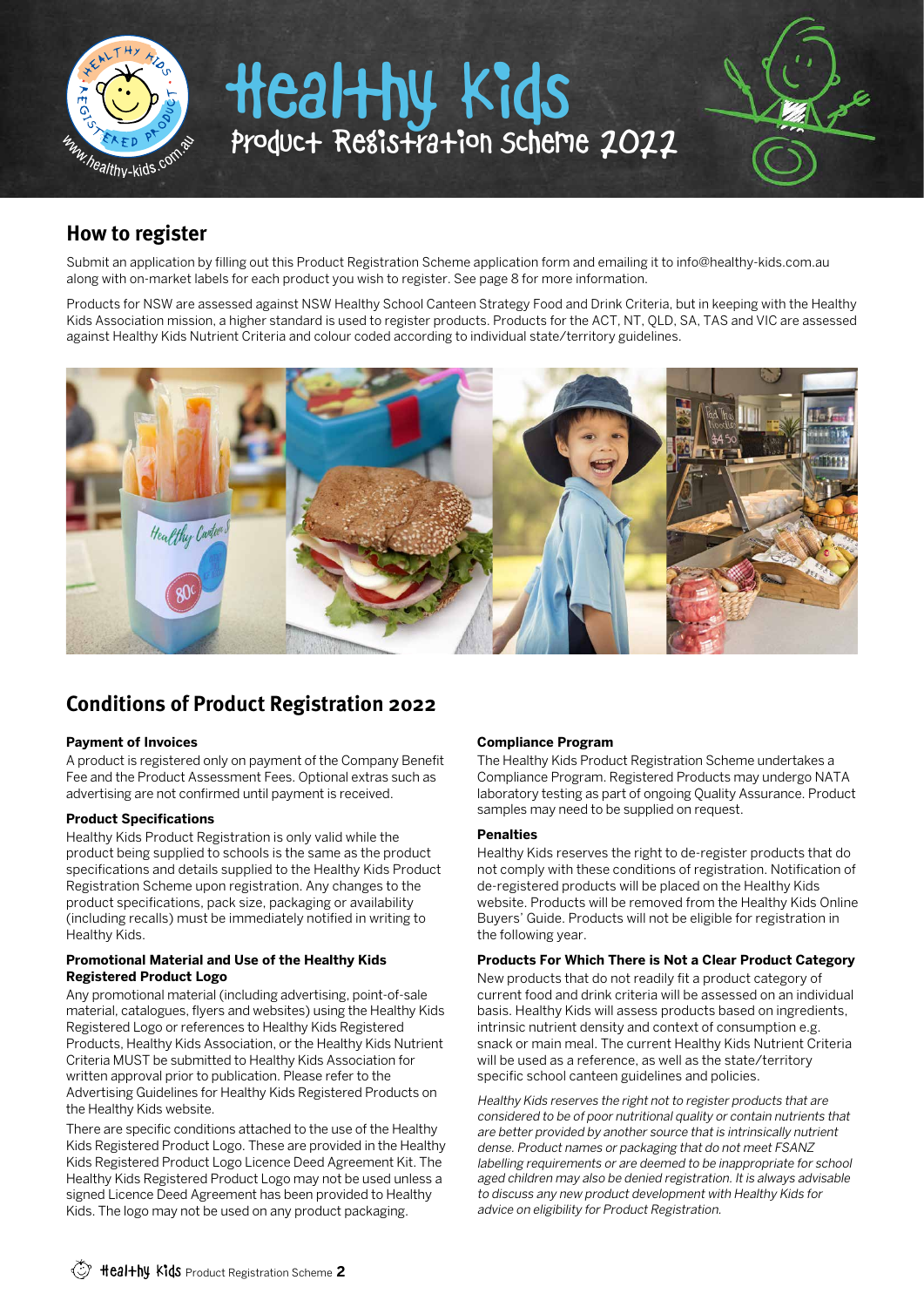# Healthy Kids

## Product Registration Scheme 2022

## How to register

Submit an application by filling out this Product Registration Scheme application form and emailing it to info@healthy-kids.com.au along with on-market labels for each product you wish to register. See page 8 for more information.

Products for NSW are assessed against NSW Healthy School Canteen Strategy Food and Drink Criteria, but in keeping with the Healthy Kids Association mission, a higher standard is used to register products. Products for the ACT, NT, QLD, SA, TAS and VIC are assessed against Healthy Kids Nutrient Criteria and colour coded according to individual state/territory guidelines.

## Conditions of Product Registration 2022

**Payment of Invoices**

A product is registered only on payment of the Company Benefit Fee and the Product Assessment Fees. Optional extras such as advertising are not confirmed until payment is received.

**Product Specifications**

Healthy Kids Product Registration is only valid while the product being supplied to schools is the same as the product specifications and details supplied to the Healthy Kids Product Registration Scheme upon registration. Any changes to the product specifications, pack size, packaging or availability (including recalls) must be immediately notified in writing to Healthy Kids.

**Promotional Material and Use of the Healthy Kids Registered Product Logo**

Any promotional material (including advertising, point-of-sale material, catalogues, flyers and websites) using the Healthy Kids Registered Logo or references to Healthy Kids Registered Products, Healthy Kids Association, or the Healthy Kids Nutrient Criteria MUST be submitted to Healthy Kids Association for written approval prior to publication. Please refer to the Advertising Guidelines for Healthy Kids Registered Products on the Healthy Kids website.

There are specific conditions attached to the use of the Healthy Kids Registered Product Logo. These are provided in the Healthy Kids Registered Product Logo Licence Deed Agreement Kit. The Healthy Kids Registered Product Logo may not be used unless a signed Licence Deed Agreement has been provided to Healthy Kids. The logo may not be used on any product packaging.

**Compliance Program**

The Healthy Kids Product Registration Scheme undertakes a Compliance Program. Registered Products may undergo NATA laboratory testing as part of ongoing Quality Assurance. Product samples may need to be supplied on request.

**Penalties**

Healthy Kids reserves the right to de-register products that do not comply with these conditions of registration. Notification of de-registered products will be placed on the Healthy Kids website. Products will be removed from the Healthy Kids Online Buyers' Guide. Products will not be eligible for registration in the following year.

**Products For Which There is Not a Clear Product Category**

New products that do not readily fit a product category of current food and drink criteria will be assessed on an individual basis. Healthy Kids will assess products based on ingredients, intrinsic nutrient density and context of consumption e.g. snack or main meal. The current Healthy Kids Nutrient Criteria will be used as a reference, as well as the state/territory specific school canteen guidelines and policies.

*Healthy Kids reserves the right not to register products that are considered to be of poor nutritional quality or contain nutrients that are better provided by another source that is intrinsically nutrient dense. Product names or packaging that do not meet FSANZ labelling requirements or are deemed to be inappropriate for school aged children may also be denied registration. It is always advisable to discuss any new product development with Healthy Kids for advice on eligibility for Product Registration.*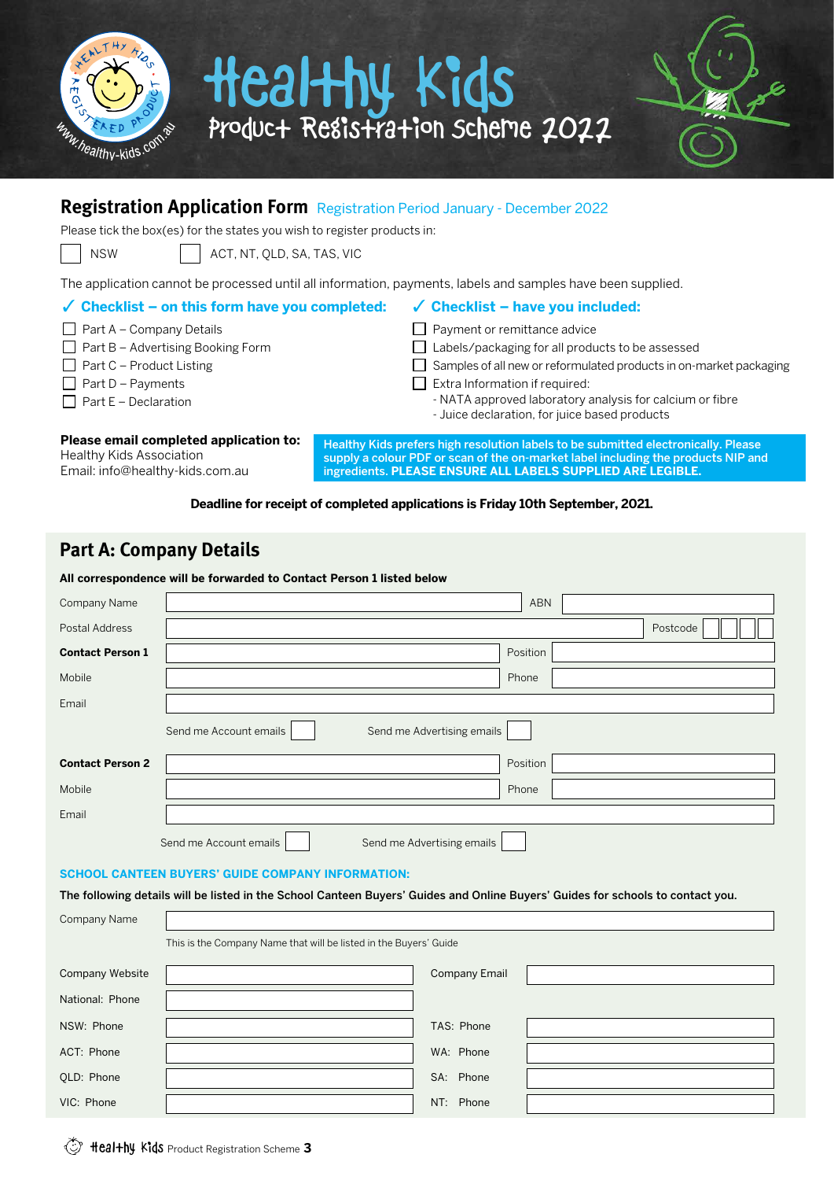# Healthy Kids

## Product Registration Scheme 2022

## Registration Application Form
Registration Period January - December 2022

Please tick the box(es) for the states you wish to register products in:

☐ NSW ☐ ACT, NT, QLD, SA, TAS, VIC

The application cannot be processed until all information, payments, labels and samples have been supplied.

### ✓ Checklist – on this form have you completed:

- ☐ Part A – Company Details
- ☐ Part B – Advertising Booking Form
- ☐ Part C – Product Listing
- ☐ Part D – Payments
- ☐ Part E – Declaration

### ✓ Checklist – have you included:

- ☐ Payment or remittance advice
- ☐ Labels/packaging for all products to be assessed
- ☐ Samples of all new or reformulated products in on-market packaging
- ☐ Extra Information if required:
  - NATA approved laboratory analysis for calcium or fibre
  - Juice declaration, for juice based products

**Please email completed application to:**
Healthy Kids Association
Email: info@healthy-kids.com.au

**Healthy Kids prefers high resolution labels to be submitted electronically. Please supply a colour PDF or scan of the on-market label including the products NIP and ingredients. PLEASE ENSURE ALL LABELS SUPPLIED ARE LEGIBLE.**

**Deadline for receipt of completed applications is Friday 10th September, 2021.**

## Part A: Company Details

**All correspondence will be forwarded to Contact Person 1 listed below**

| | | | |
|---|---|---|---|
| Company Name | | ABN | |
| Postal Address | | Postcode | |
| **Contact Person 1** | | Position | |
| Mobile | | Phone | |
| Email | | | |
| | Send me Account emails ☐ | Send me Advertising emails ☐ | |
| **Contact Person 2** | | Position | |
| Mobile | | Phone | |
| Email | | | |
| | Send me Account emails ☐ | Send me Advertising emails ☐ | |

**SCHOOL CANTEEN BUYERS' GUIDE COMPANY INFORMATION:**

**The following details will be listed in the School Canteen Buyers' Guides and Online Buyers' Guides for schools to contact you.**

Company Name: ____________________

This is the Company Name that will be listed in the Buyers' Guide

| | | | |
|---|---|---|---|
| Company Website | | Company Email | |
| National: Phone | | | |
| NSW: Phone | | TAS: Phone | |
| ACT: Phone | | WA: Phone | |
| QLD: Phone | | SA: Phone | |
| VIC: Phone | | NT: Phone | |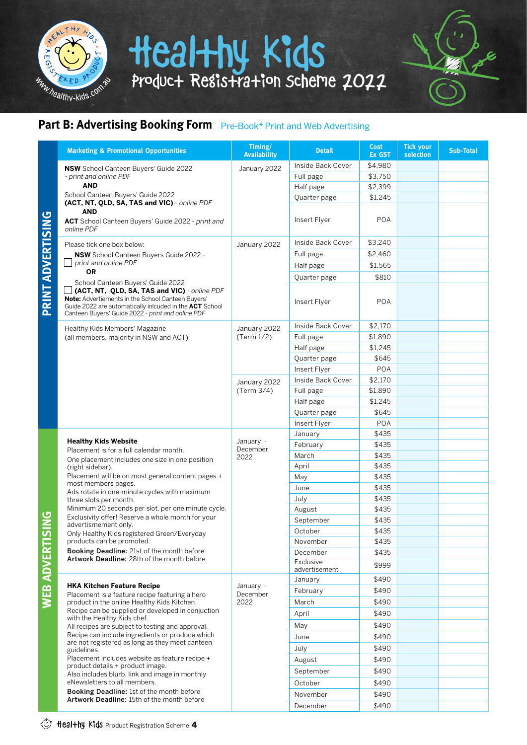# Healthy Kids Product Registration Scheme 2022

## Part B: Advertising Booking Form

Pre-Book* Print and Web Advertising

| | Marketing & Promotional Opportunities | Timing/ Availability | Detail | Cost Ex GST | Tick your selection | Sub-Total |
|---|---|---|---|---|---|---|
| PRINT ADVERTISING | **NSW** School Canteen Buyers' Guide 2022 - *print and online PDF* **AND** School Canteen Buyers' Guide 2022 **(ACT, NT, QLD, SA, TAS and VIC)** - *online PDF* **AND** **ACT** School Canteen Buyers' Guide 2022 - *print and online PDF* | January 2022 | Inside Back Cover | $4,980 | | |
| | | | Full page | $3,750 | | |
| | | | Half page | $2,399 | | |
| | | | Quarter page | $1,245 | | |
| | | | Insert Flyer | POA | | |
| | Please tick one box below: ☐ **NSW** School Canteen Buyers Guide 2022 - *print and online PDF* **OR** ☐ School Canteen Buyers' Guide 2022 **(ACT, NT, QLD, SA, TAS and VIC)** - *online PDF* **Note:** Advertiements in the School Canteen Buyers' Guide 2022 are automatically inlcuded in the **ACT** School Canteen Buyers' Guide 2022 - *print and online PDF* | January 2022 | Inside Back Cover | $3,240 | | |
| | | | Full page | $2,460 | | |
| | | | Half page | $1,565 | | |
| | | | Quarter page | $810 | | |
| | | | Insert Flyer | POA | | |
| | Healthy Kids Members' Magazine (all members, majority in NSW and ACT) | January 2022 (Term 1/2) | Inside Back Cover | $2,170 | | |
| | | | Full page | $1,890 | | |
| | | | Half page | $1,245 | | |
| | | | Quarter page | $645 | | |
| | | | Insert Flyer | POA | | |
| | | January 2022 (Term 3/4) | Inside Back Cover | $2,170 | | |
| | | | Full page | $1,890 | | |
| | | | Half page | $1,245 | | |
| | | | Quarter page | $645 | | |
| | | | Insert Flyer | POA | | |
| WEB ADVERTISING | **Healthy Kids Website** Placement is for a full calendar month. One placement includes one size in one position (right sidebar). Placement will be on most general content pages + most members pages. Ads rotate in one-minute cycles with maximum three slots per month. Minimum 20 seconds per slot, per one minute cycle. Exclusivity offer! Reserve a whole month for your advertisement only. Only Healthy Kids registered Green/Everyday products can be promoted. **Booking Deadline:** 21st of the month before **Artwork Deadline:** 28th of the month before | January - December 2022 | January | $435 | | |
| | | | February | $435 | | |
| | | | March | $435 | | |
| | | | April | $435 | | |
| | | | May | $435 | | |
| | | | June | $435 | | |
| | | | July | $435 | | |
| | | | August | $435 | | |
| | | | September | $435 | | |
| | | | October | $435 | | |
| | | | November | $435 | | |
| | | | December | $435 | | |
| | | | Exclusive advertisement | $999 | | |
| | **HKA Kitchen Feature Recipe** Placement is a feature recipe featuring a hero product in the online Healthy Kids Kitchen. Recipe can be supplied or developed in conjuction with the Healthy Kids chef. All recipes are subject to testing and approval. Recipe can include ingredients or produce which are not registered as long as they meet canteen guidelines. Placement includes website as feature recipe + product details + product image. Also includes blurb, link and image in monthly eNewsletters to all members. **Booking Deadline:** 1st of the month before **Artwork Deadline:** 15th of the month before | January - December 2022 | January | $490 | | |
| | | | February | $490 | | |
| | | | March | $490 | | |
| | | | April | $490 | | |
| | | | May | $490 | | |
| | | | June | $490 | | |
| | | | July | $490 | | |
| | | | August | $490 | | |
| | | | September | $490 | | |
| | | | October | $490 | | |
| | | | November | $490 | | |
| | | | December | $490 | | |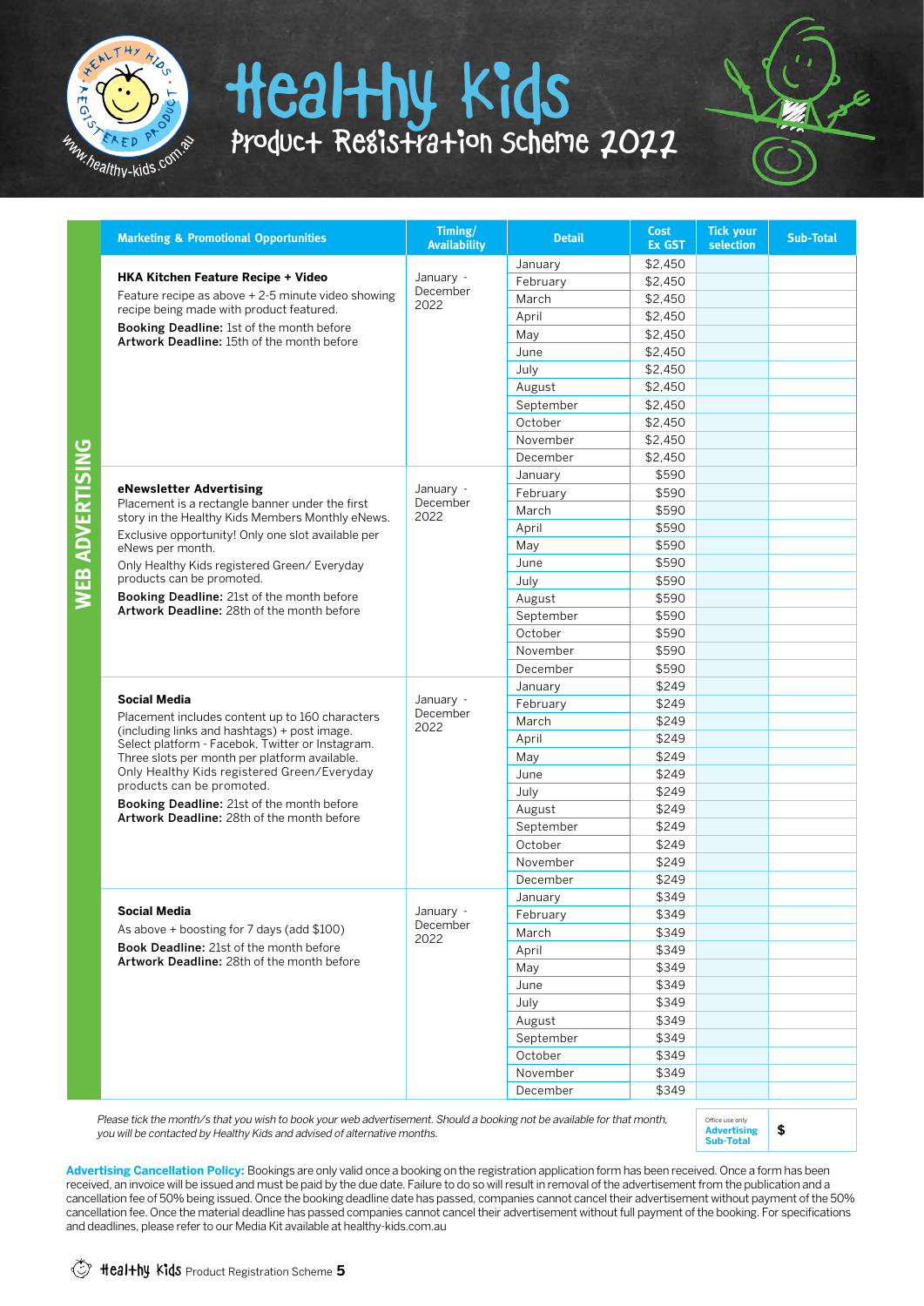# Healthy Kids

## Product Registration Scheme 2022

**WEB ADVERTISING**

| Marketing & Promotional Opportunities | Timing/ Availability | Detail | Cost Ex GST | Tick your selection | Sub-Total |
|---|---|---|---|---|---|
| **HKA Kitchen Feature Recipe + Video**<br>Feature recipe as above + 2-5 minute video showing recipe being made with product featured.<br>**Booking Deadline:** 1st of the month before<br>**Artwork Deadline:** 15th of the month before | January - December 2022 | January | $2,450 | | |
| | | February | $2,450 | | |
| | | March | $2,450 | | |
| | | April | $2,450 | | |
| | | May | $2,450 | | |
| | | June | $2,450 | | |
| | | July | $2,450 | | |
| | | August | $2,450 | | |
| | | September | $2,450 | | |
| | | October | $2,450 | | |
| | | November | $2,450 | | |
| | | December | $2,450 | | |
| **eNewsletter Advertising**<br>Placement is a rectangle banner under the first story in the Healthy Kids Members Monthly eNews.<br>Exclusive opportunity! Only one slot available per eNews per month.<br>Only Healthy Kids registered Green/ Everyday products can be promoted.<br>**Booking Deadline:** 21st of the month before<br>**Artwork Deadline:** 28th of the month before | January - December 2022 | January | $590 | | |
| | | February | $590 | | |
| | | March | $590 | | |
| | | April | $590 | | |
| | | May | $590 | | |
| | | June | $590 | | |
| | | July | $590 | | |
| | | August | $590 | | |
| | | September | $590 | | |
| | | October | $590 | | |
| | | November | $590 | | |
| | | December | $590 | | |
| **Social Media**<br>Placement includes content up to 160 characters (including links and hashtags) + post image.<br>Select platform - Facebok, Twitter or Instagram.<br>Three slots per month per platform available.<br>Only Healthy Kids registered Green/Everyday products can be promoted.<br>**Booking Deadline:** 21st of the month before<br>**Artwork Deadline:** 28th of the month before | January - December 2022 | January | $249 | | |
| | | February | $249 | | |
| | | March | $249 | | |
| | | April | $249 | | |
| | | May | $249 | | |
| | | June | $249 | | |
| | | July | $249 | | |
| | | August | $249 | | |
| | | September | $249 | | |
| | | October | $249 | | |
| | | November | $249 | | |
| | | December | $249 | | |
| **Social Media**<br>As above + boosting for 7 days (add $100)<br>**Book Deadline:** 21st of the month before<br>**Artwork Deadline:** 28th of the month before | January - December 2022 | January | $349 | | |
| | | February | $349 | | |
| | | March | $349 | | |
| | | April | $349 | | |
| | | May | $349 | | |
| | | June | $349 | | |
| | | July | $349 | | |
| | | August | $349 | | |
| | | September | $349 | | |
| | | October | $349 | | |
| | | November | $349 | | |
| | | December | $349 | | |

*Please tick the month/s that you wish to book your web advertisement. Should a booking not be available for that month, you will be contacted by Healthy Kids and advised of alternative months.*

| Office use only **Advertising Sub-Total** | $ |
|---|---|

**Advertising Cancellation Policy:** Bookings are only valid once a booking on the registration application form has been received. Once a form has been received, an invoice will be issued and must be paid by the due date. Failure to do so will result in removal of the advertisement from the publication and a cancellation fee of 50% being issued. Once the booking deadline date has passed, companies cannot cancel their advertisement without payment of the 50% cancellation fee. Once the material deadline has passed companies cannot cancel their advertisement without full payment of the booking. For specifications and deadlines, please refer to our Media Kit available at healthy-kids.com.au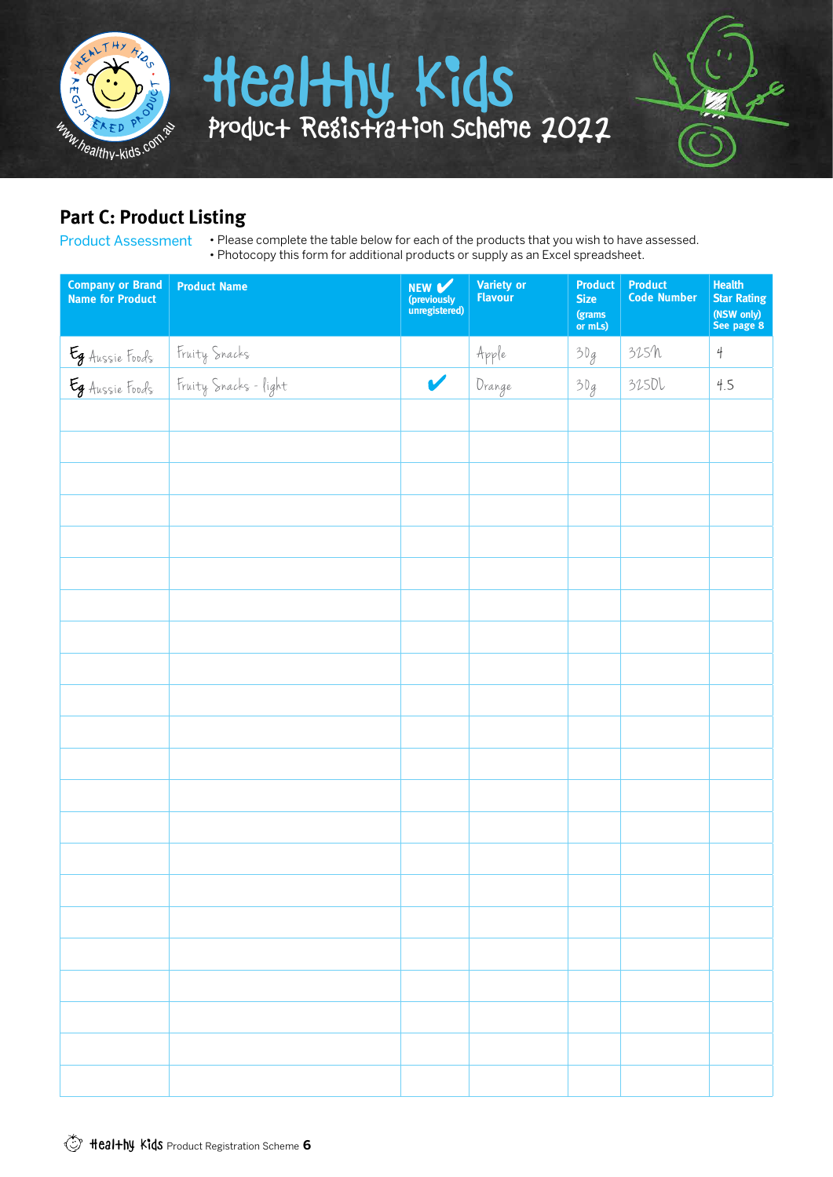# Healthy Kids

## Product Registration Scheme 2022

## Part C: Product Listing

Product Assessment

- Please complete the table below for each of the products that you wish to have assessed.
- Photocopy this form for additional products or supply as an Excel spreadsheet.

| Company or Brand Name for Product | Product Name | NEW ✔ (previously unregistered) | Variety or Flavour | Product Size (grams or mLs) | Product Code Number | Health Star Rating (NSW only) See page 8 |
|---|---|---|---|---|---|---|
| Eg Aussie Foods | Fruity Snacks | | Apple | 30g | 325h | 4 |
| Eg Aussie Foods | Fruity Snacks - light | ✔ | Orange | 30g | 325DL | 4.5 |
| | | | | | | |
| | | | | | | |
| | | | | | | |
| | | | | | | |
| | | | | | | |
| | | | | | | |
| | | | | | | |
| | | | | | | |
| | | | | | | |
| | | | | | | |
| | | | | | | |
| | | | | | | |
| | | | | | | |
| | | | | | | |
| | | | | | | |
| | | | | | | |
| | | | | | | |
| | | | | | | |
| | | | | | | |
| | | | | | | |
| | | | | | | |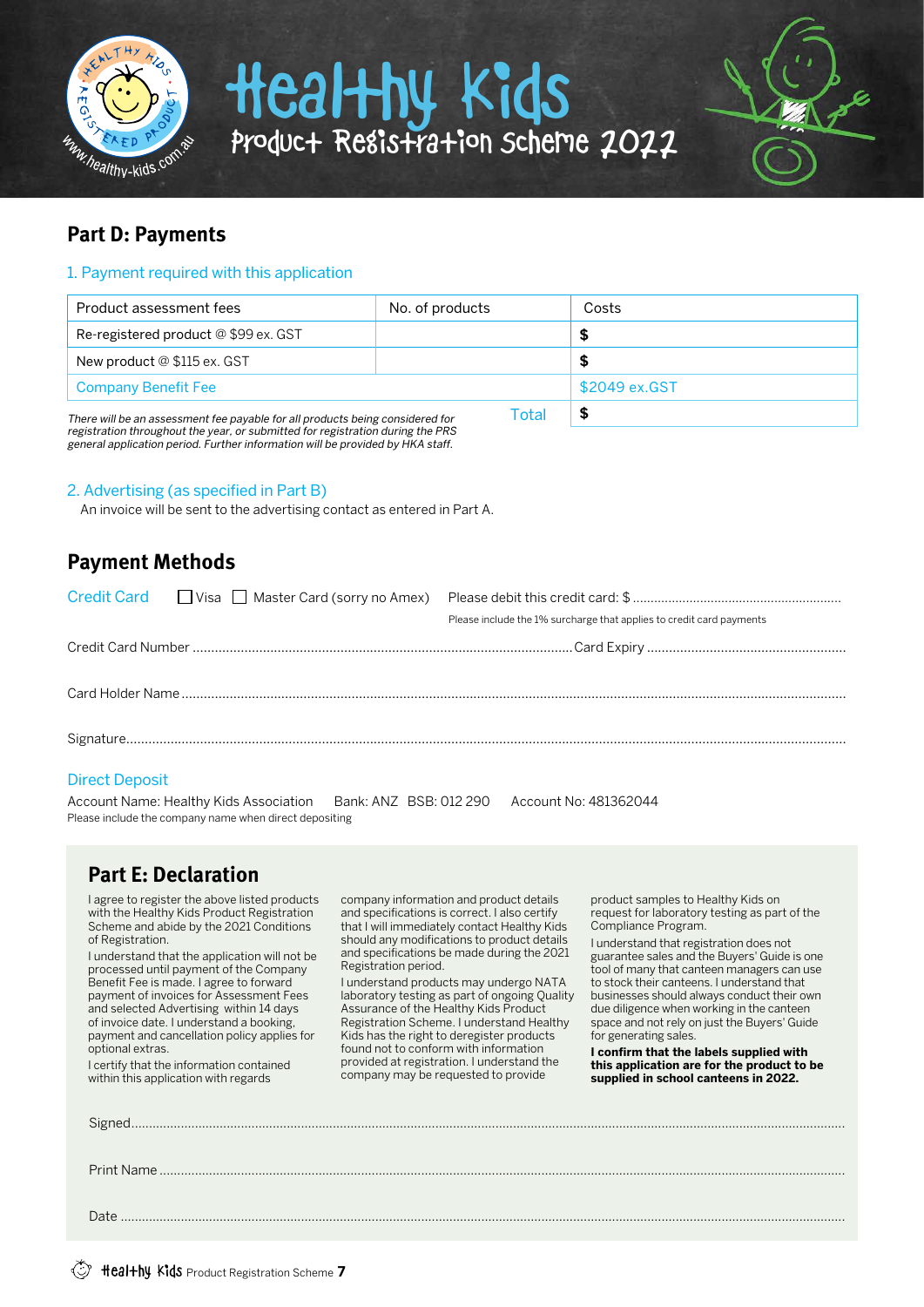# Healthy Kids

## Product Registration Scheme 2022

## Part D: Payments

### 1. Payment required with this application

| Product assessment fees | No. of products | Costs |
|---|---|---|
| Re-registered product @ $99 ex. GST | | $ |
| New product @ $115 ex. GST | | $ |
| Company Benefit Fee | | $2049 ex.GST |
| | Total | $ |

*There will be an assessment fee payable for all products being considered for registration throughout the year, or submitted for registration during the PRS general application period. Further information will be provided by HKA staff.*

### 2. Advertising (as specified in Part B)

An invoice will be sent to the advertising contact as entered in Part A.

## Payment Methods

**Credit Card** ☐ Visa ☐ Master Card (sorry no Amex) Please debit this credit card: $ ..........................................................

Please include the 1% surcharge that applies to credit card payments

Credit Card Number ..................................................................................................... Card Expiry .....................................................

Card Holder Name ...........................................................................................................................................................................

Signature.........................................................................................................................................................................................

**Direct Deposit**

Account Name: Healthy Kids Association Bank: ANZ BSB: 012 290 Account No: 481362044

Please include the company name when direct depositing

## Part E: Declaration

I agree to register the above listed products with the Healthy Kids Product Registration Scheme and abide by the 2021 Conditions of Registration.

I understand that the application will not be processed until payment of the Company Benefit Fee is made. I agree to forward payment of invoices for Assessment Fees and selected Advertising within 14 days of invoice date. I understand a booking, payment and cancellation policy applies for optional extras.

I certify that the information contained within this application with regards company information and product details and specifications is correct. I also certify that I will immediately contact Healthy Kids should any modifications to product details and specifications be made during the 2021 Registration period.

I understand products may undergo NATA laboratory testing as part of ongoing Quality Assurance of the Healthy Kids Product Registration Scheme. I understand Healthy Kids has the right to deregister products found not to conform with information provided at registration. I understand the company may be requested to provide product samples to Healthy Kids on request for laboratory testing as part of the Compliance Program.

I understand that registration does not guarantee sales and the Buyers' Guide is one tool of many that canteen managers can use to stock their canteens. I understand that businesses should always conduct their own due diligence when working in the canteen space and not rely on just the Buyers' Guide for generating sales.

**I confirm that the labels supplied with this application are for the product to be supplied in school canteens in 2022.**

Signed..............................................................................................................................................................................

Print Name .......................................................................................................................................................................

Date ..................................................................................................................................................................................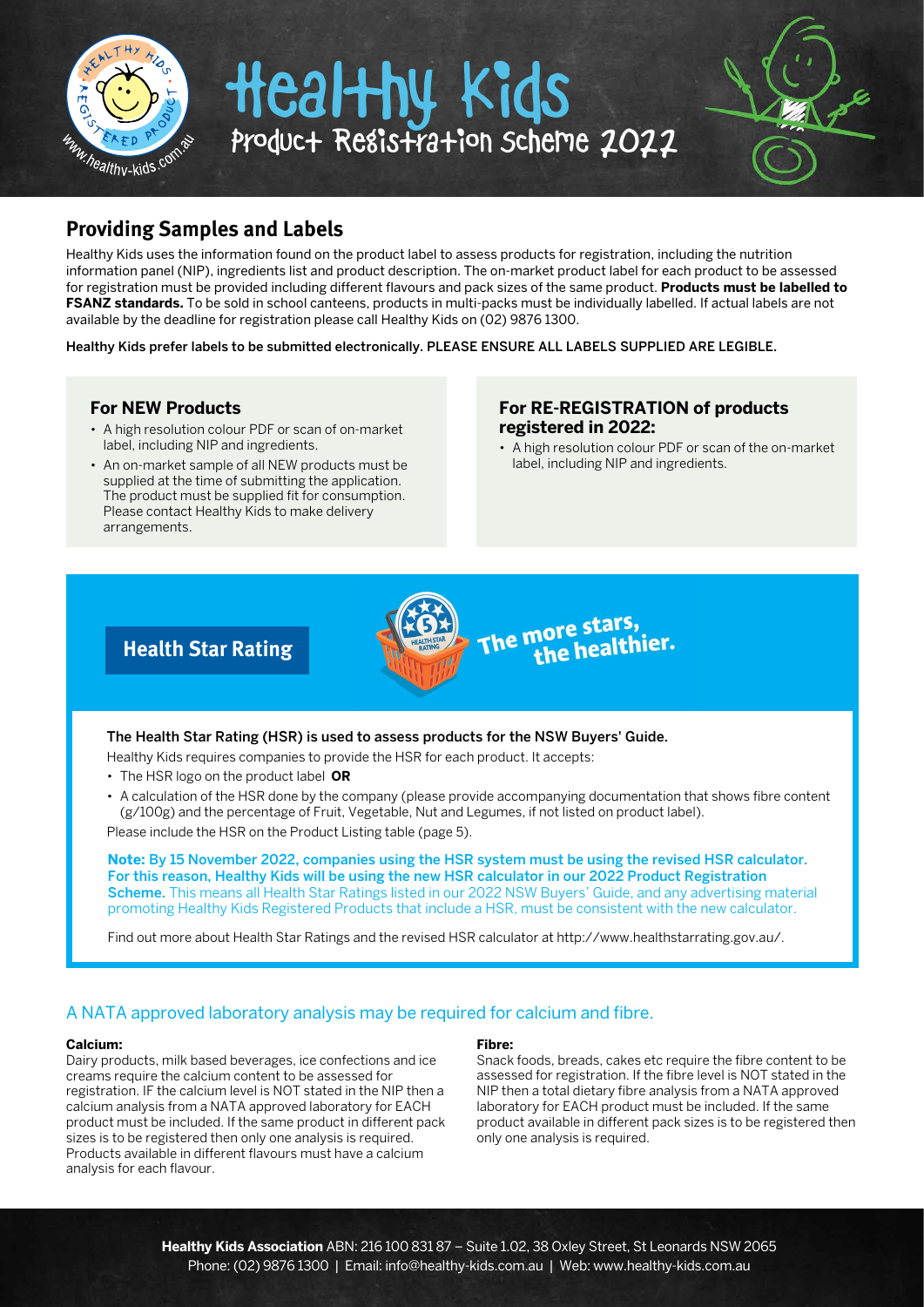# Healthy Kids

Product Registration Scheme 2022

## Providing Samples and Labels

Healthy Kids uses the information found on the product label to assess products for registration, including the nutrition information panel (NIP), ingredients list and product description. The on-market product label for each product to be assessed for registration must be provided including different flavours and pack sizes of the same product. **Products must be labelled to FSANZ standards.** To be sold in school canteens, products in multi-packs must be individually labelled. If actual labels are not available by the deadline for registration please call Healthy Kids on (02) 9876 1300.

Healthy Kids prefer labels to be submitted electronically. PLEASE ENSURE ALL LABELS SUPPLIED ARE LEGIBLE.

### For NEW Products

- A high resolution colour PDF or scan of on-market label, including NIP and ingredients.
- An on-market sample of all NEW products must be supplied at the time of submitting the application. The product must be supplied fit for consumption. Please contact Healthy Kids to make delivery arrangements.

### For RE-REGISTRATION of products registered in 2022:

- A high resolution colour PDF or scan of the on-market label, including NIP and ingredients.

## Health Star Rating

The more stars, the healthier.

**The Health Star Rating (HSR) is used to assess products for the NSW Buyers' Guide.**

Healthy Kids requires companies to provide the HSR for each product. It accepts:

- The HSR logo on the product label **OR**
- A calculation of the HSR done by the company (please provide accompanying documentation that shows fibre content (g/100g) and the percentage of Fruit, Vegetable, Nut and Legumes, if not listed on product label).

Please include the HSR on the Product Listing table (page 5).

**Note: By 15 November 2022, companies using the HSR system must be using the revised HSR calculator. For this reason, Healthy Kids will be using the new HSR calculator in our 2022 Product Registration Scheme.** This means all Health Star Ratings listed in our 2022 NSW Buyers' Guide, and any advertising material promoting Healthy Kids Registered Products that include a HSR, must be consistent with the new calculator.

Find out more about Health Star Ratings and the revised HSR calculator at http://www.healthstarrating.gov.au/.

## A NATA approved laboratory analysis may be required for calcium and fibre.

**Calcium:**

Dairy products, milk based beverages, ice confections and ice creams require the calcium content to be assessed for registration. IF the calcium level is NOT stated in the NIP then a calcium analysis from a NATA approved laboratory for EACH product must be included. If the same product in different pack sizes is to be registered then only one analysis is required. Products available in different flavours must have a calcium analysis for each flavour.

**Fibre:**

Snack foods, breads, cakes etc require the fibre content to be assessed for registration. If the fibre level is NOT stated in the NIP then a total dietary fibre analysis from a NATA approved laboratory for EACH product must be included. If the same product available in different pack sizes is to be registered then only one analysis is required.

**Healthy Kids Association** ABN: 216 100 831 87 – Suite 1.02, 38 Oxley Street, St Leonards NSW 2065
Phone: (02) 9876 1300 | Email: info@healthy-kids.com.au | Web: www.healthy-kids.com.au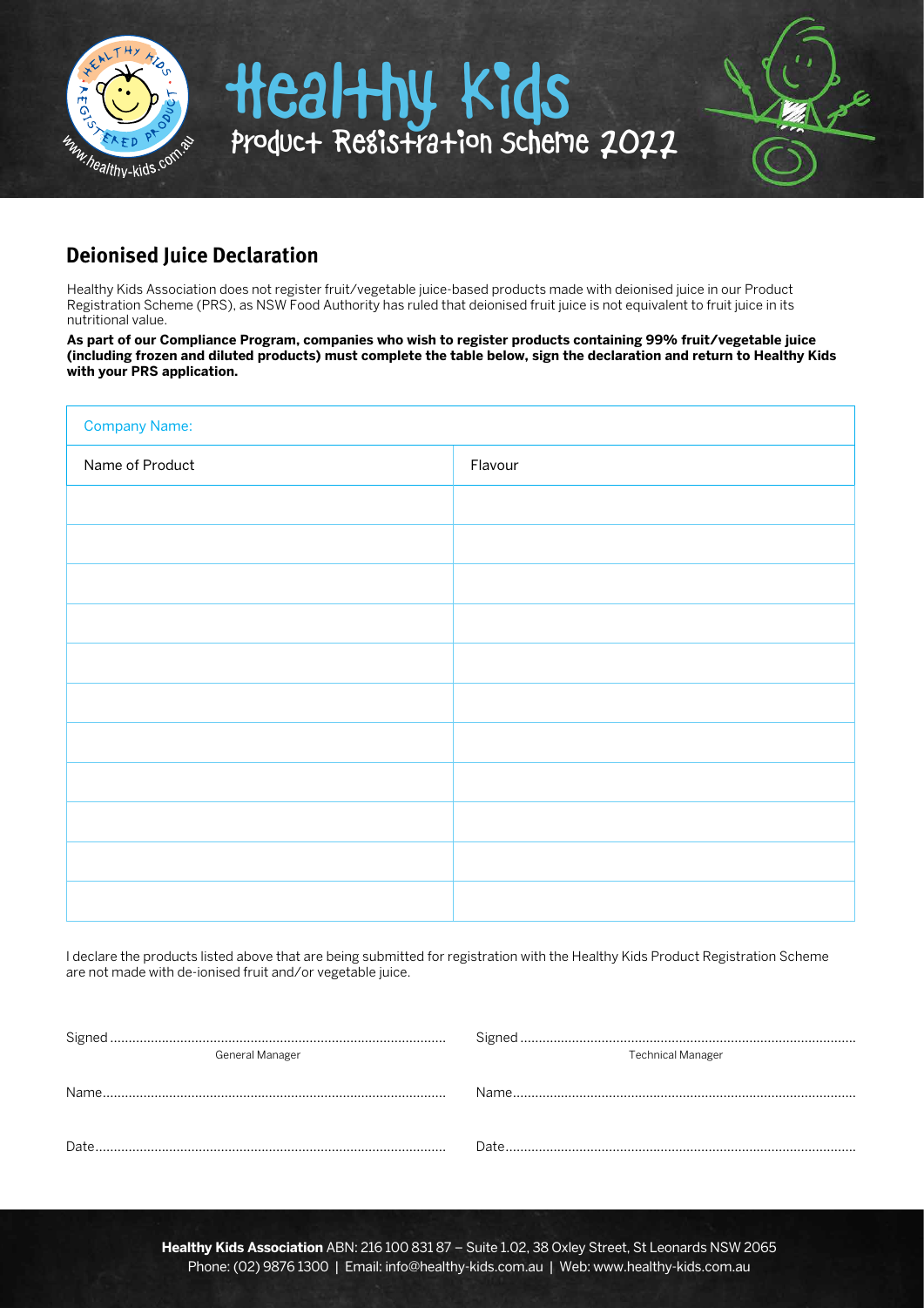# Healthy Kids

Product Registration Scheme 2022

## Deionised Juice Declaration

Healthy Kids Association does not register fruit/vegetable juice-based products made with deionised juice in our Product Registration Scheme (PRS), as NSW Food Authority has ruled that deionised fruit juice is not equivalent to fruit juice in its nutritional value.

**As part of our Compliance Program, companies who wish to register products containing 99% fruit/vegetable juice (including frozen and diluted products) must complete the table below, sign the declaration and return to Healthy Kids with your PRS application.**

| Company Name: | |
|---|---|
| Name of Product | Flavour |
| | |
| | |
| | |
| | |
| | |
| | |
| | |
| | |
| | |
| | |
| | |

I declare the products listed above that are being submitted for registration with the Healthy Kids Product Registration Scheme are not made with de-ionised fruit and/or vegetable juice.

Signed ..........................................................................................
General Manager

Name............................................................................................

Date.............................................................................................

Signed ..........................................................................................
Technical Manager

Name............................................................................................

Date.............................................................................................

**Healthy Kids Association** ABN: 216 100 831 87 – Suite 1.02, 38 Oxley Street, St Leonards NSW 2065
Phone: (02) 9876 1300 | Email: info@healthy-kids.com.au | Web: www.healthy-kids.com.au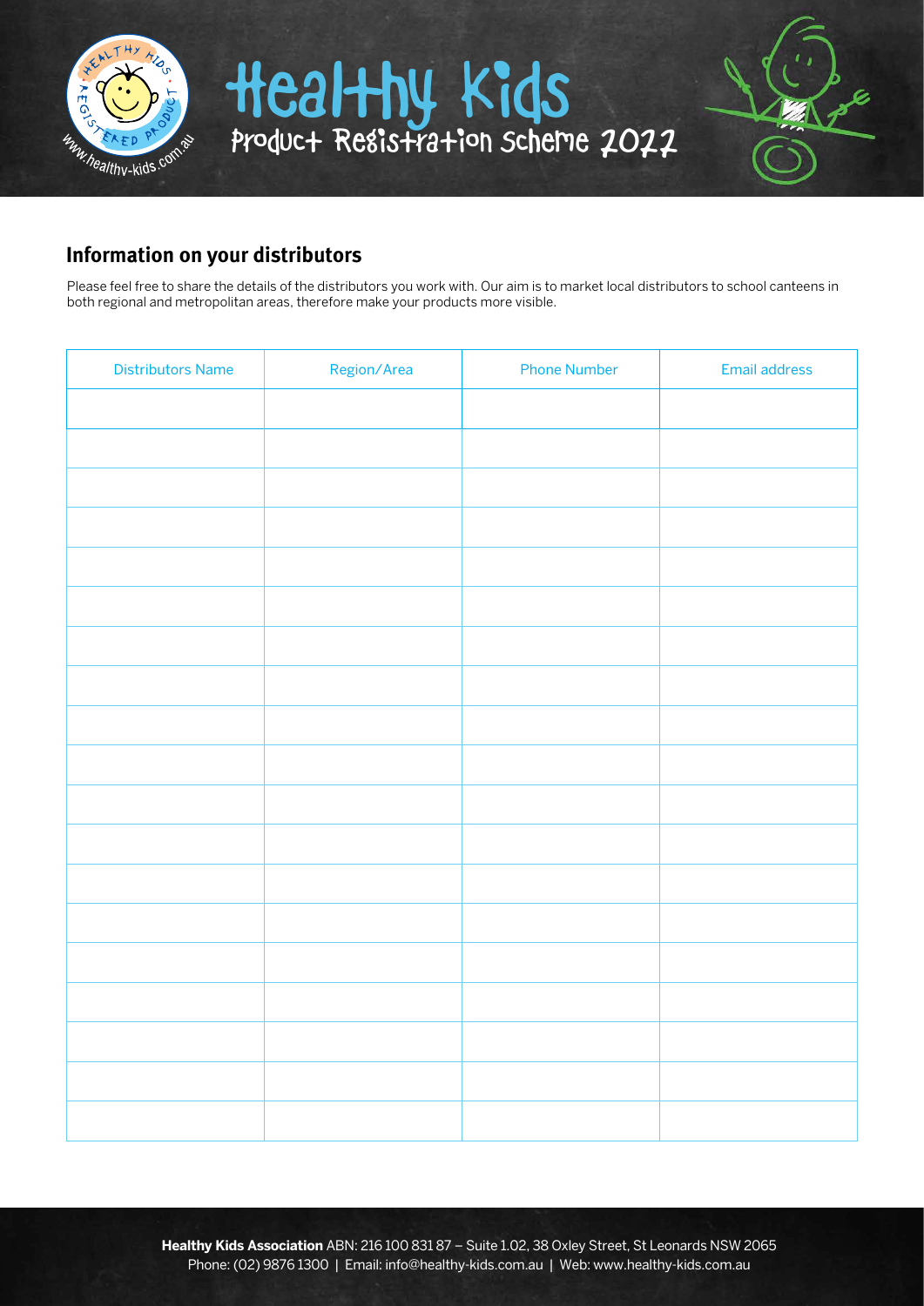# Healthy Kids

## Product Registration Scheme 2022

### Information on your distributors

Please feel free to share the details of the distributors you work with. Our aim is to market local distributors to school canteens in both regional and metropolitan areas, therefore make your products more visible.

| Distributors Name | Region/Area | Phone Number | Email address |
|---|---|---|---|
| | | | |
| | | | |
| | | | |
| | | | |
| | | | |
| | | | |
| | | | |
| | | | |
| | | | |
| | | | |
| | | | |
| | | | |
| | | | |
| | | | |
| | | | |
| | | | |
| | | | |
| | | | |
| | | | |

**Healthy Kids Association** ABN: 216 100 831 87 – Suite 1.02, 38 Oxley Street, St Leonards NSW 2065
Phone: (02) 9876 1300 | Email: info@healthy-kids.com.au | Web: www.healthy-kids.com.au